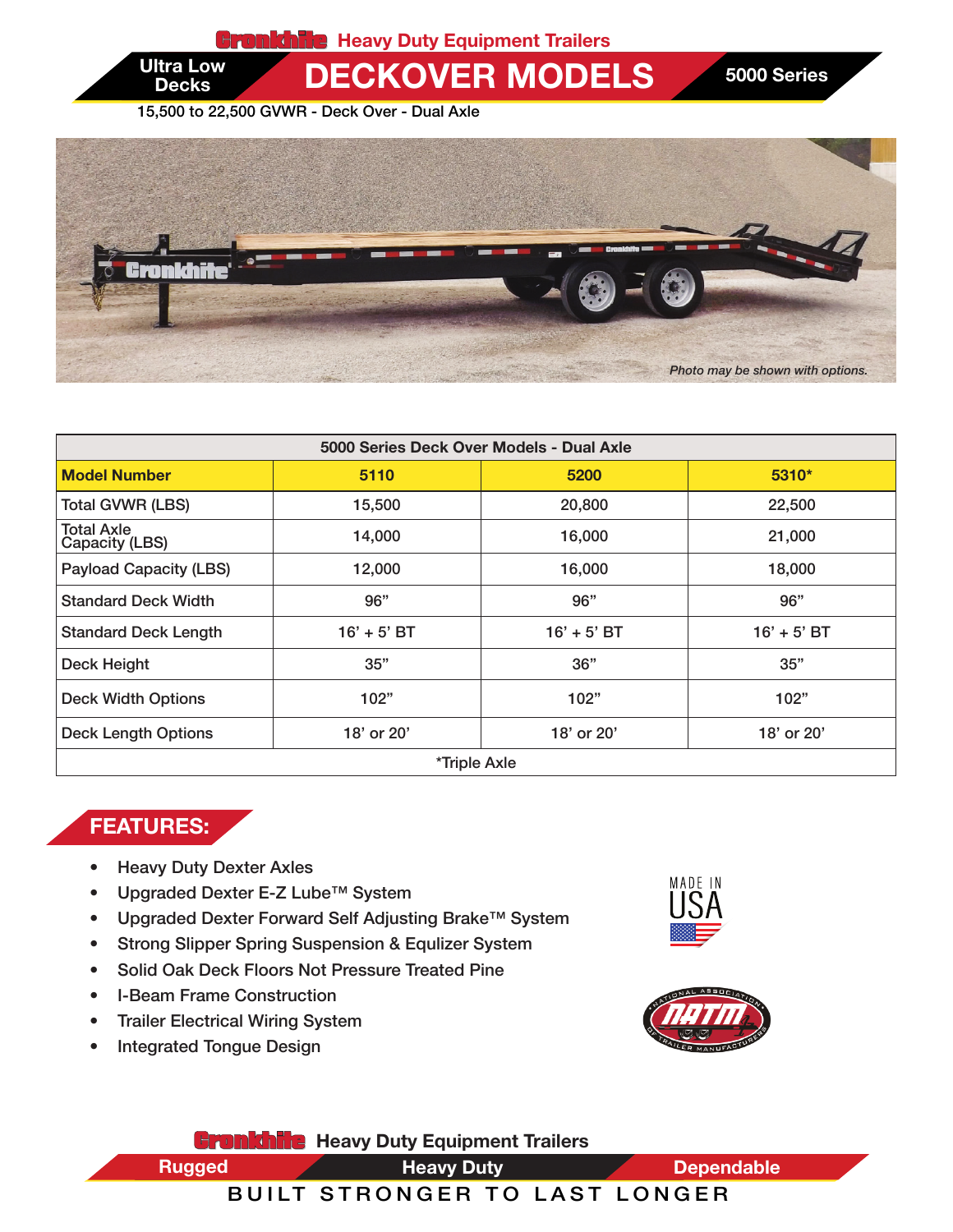Cronkhite Heavy Duty Equipment Trailers

# DECKOVER MODELS

Ultra Low Decks

5000 Series

15,500 to 22,500 GVWR - Deck Over - Dual Axle

*Photo may be shown with options.*

| 5000 Series Deck Over Models - Dual Axle | | | |
|---|---|---|---|
| **Model Number** | **5110** | **5200** | **5310*** |
| Total GVWR (LBS) | 15,500 | 20,800 | 22,500 |
| Total Axle Capacity (LBS) | 14,000 | 16,000 | 21,000 |
| Payload Capacity (LBS) | 12,000 | 16,000 | 18,000 |
| Standard Deck Width | 96" | 96" | 96" |
| Standard Deck Length | 16' + 5' BT | 16' + 5' BT | 16' + 5' BT |
| Deck Height | 35" | 36" | 35" |
| Deck Width Options | 102" | 102" | 102" |
| Deck Length Options | 18' or 20' | 18' or 20' | 18' or 20' |
| *Triple Axle | | | |

## FEATURES:

- Heavy Duty Dexter Axles
- Upgraded Dexter E-Z Lube™ System
- Upgraded Dexter Forward Self Adjusting Brake™ System
- Strong Slipper Spring Suspension & Equlizer System
- Solid Oak Deck Floors Not Pressure Treated Pine
- I-Beam Frame Construction
- Trailer Electrical Wiring System
- Integrated Tongue Design

MADE IN USA

National Association of Trailer Manufacturers NATM

Cronkhite Heavy Duty Equipment Trailers

Rugged | Heavy Duty | Dependable

BUILT STRONGER TO LAST LONGER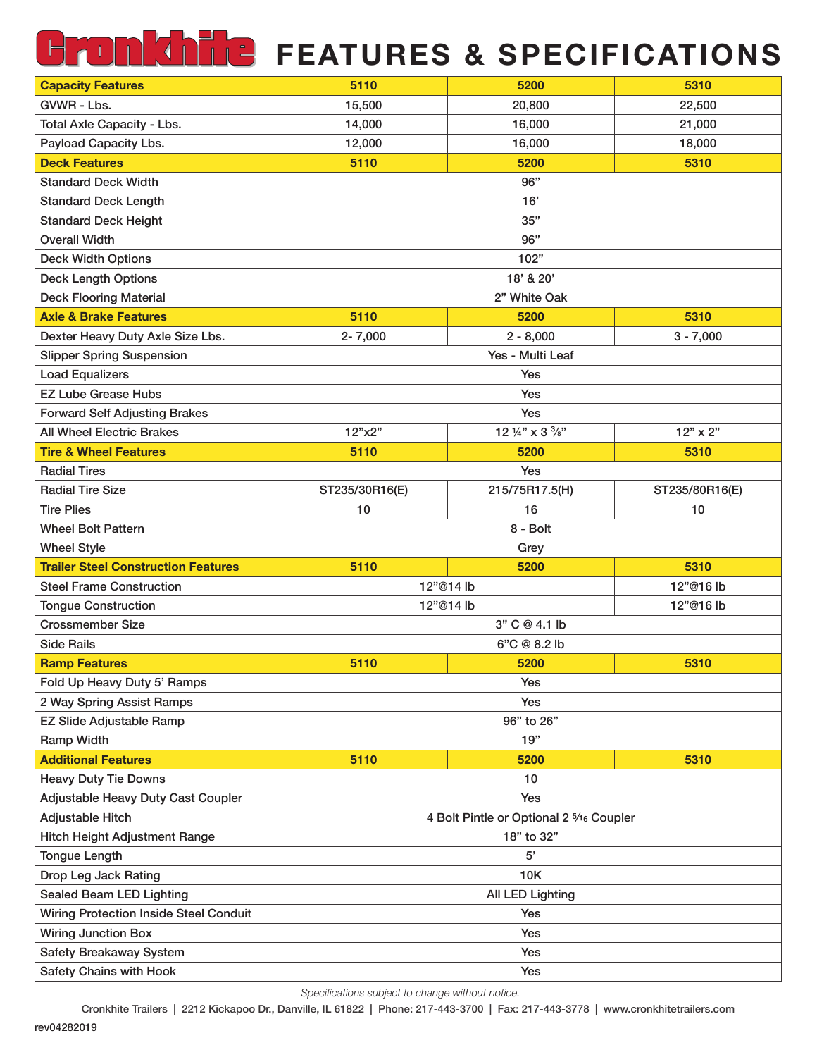# Cronkhite FEATURES & SPECIFICATIONS

| Capacity Features | 5110 | 5200 | 5310 |
|---|---|---|---|
| GVWR - Lbs. | 15,500 | 20,800 | 22,500 |
| Total Axle Capacity - Lbs. | 14,000 | 16,000 | 21,000 |
| Payload Capacity Lbs. | 12,000 | 16,000 | 18,000 |
| **Deck Features** | **5110** | **5200** | **5310** |
| Standard Deck Width | 96" | | |
| Standard Deck Length | 16' | | |
| Standard Deck Height | 35" | | |
| Overall Width | 96" | | |
| Deck Width Options | 102" | | |
| Deck Length Options | 18' & 20' | | |
| Deck Flooring Material | 2" White Oak | | |
| **Axle & Brake Features** | **5110** | **5200** | **5310** |
| Dexter Heavy Duty Axle Size Lbs. | 2- 7,000 | 2 - 8,000 | 3 - 7,000 |
| Slipper Spring Suspension | Yes - Multi Leaf | | |
| Load Equalizers | Yes | | |
| EZ Lube Grease Hubs | Yes | | |
| Forward Self Adjusting Brakes | Yes | | |
| All Wheel Electric Brakes | 12"x2" | 12 ¼" x 3 ⅜" | 12" x 2" |
| **Tire & Wheel Features** | **5110** | **5200** | **5310** |
| Radial Tires | Yes | | |
| Radial Tire Size | ST235/30R16(E) | 215/75R17.5(H) | ST235/80R16(E) |
| Tire Plies | 10 | 16 | 10 |
| Wheel Bolt Pattern | 8 - Bolt | | |
| Wheel Style | Grey | | |
| **Trailer Steel Construction Features** | **5110** | **5200** | **5310** |
| Steel Frame Construction | 12"@14 lb | | 12"@16 lb |
| Tongue Construction | 12"@14 lb | | 12"@16 lb |
| Crossmember Size | 3" C @ 4.1 lb | | |
| Side Rails | 6"C @ 8.2 lb | | |
| **Ramp Features** | **5110** | **5200** | **5310** |
| Fold Up Heavy Duty 5' Ramps | Yes | | |
| 2 Way Spring Assist Ramps | Yes | | |
| EZ Slide Adjustable Ramp | 96" to 26" | | |
| Ramp Width | 19" | | |
| **Additional Features** | **5110** | **5200** | **5310** |
| Heavy Duty Tie Downs | 10 | | |
| Adjustable Heavy Duty Cast Coupler | Yes | | |
| Adjustable Hitch | 4 Bolt Pintle or Optional 2 5⁄16 Coupler | | |
| Hitch Height Adjustment Range | 18" to 32" | | |
| Tongue Length | 5' | | |
| Drop Leg Jack Rating | 10K | | |
| Sealed Beam LED Lighting | All LED Lighting | | |
| Wiring Protection Inside Steel Conduit | Yes | | |
| Wiring Junction Box | Yes | | |
| Safety Breakaway System | Yes | | |
| Safety Chains with Hook | Yes | | |

*Specifications subject to change without notice.*

Cronkhite Trailers | 2212 Kickapoo Dr., Danville, IL 61822 | Phone: 217-443-3700 | Fax: 217-443-3778 | www.cronkhitetrailers.com

rev04282019